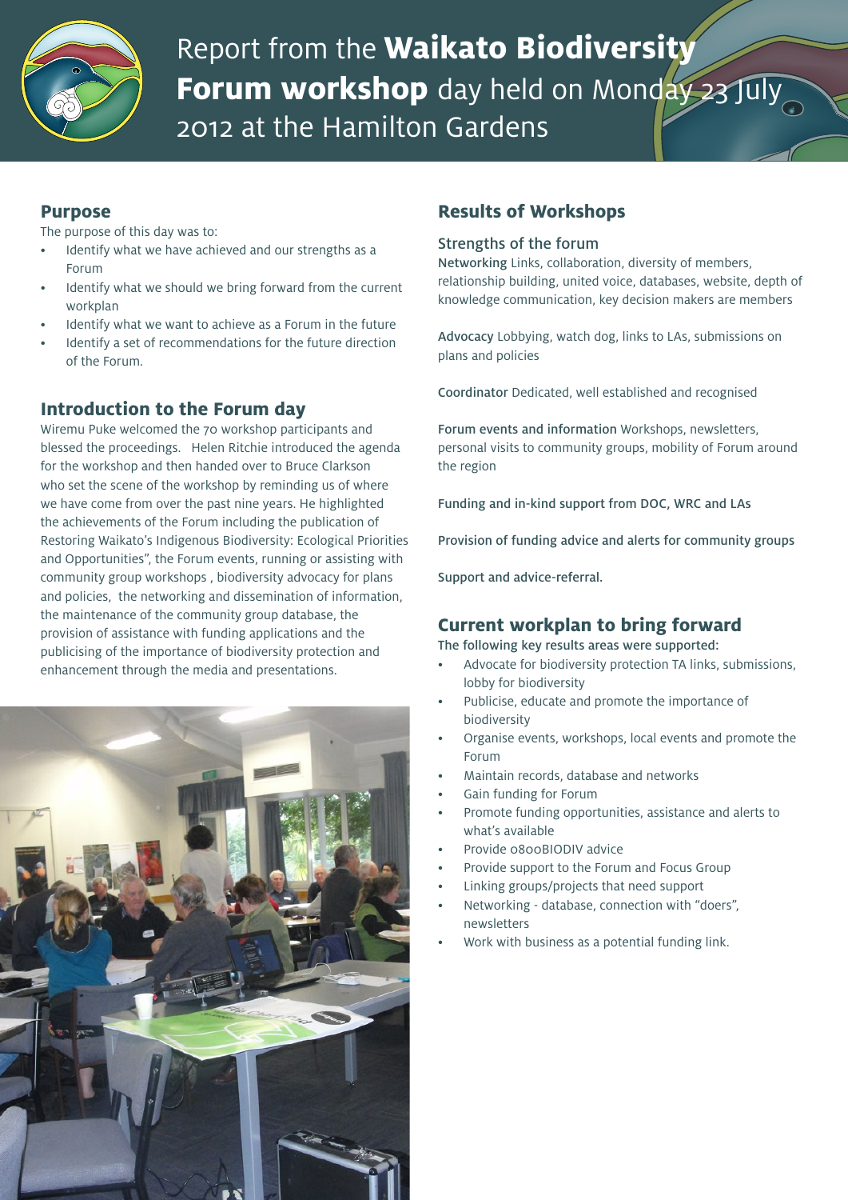# Report from the **Waikato Biodiversity Forum workshop** day held on Monday 23 July 2012 at the Hamilton Gardens

## Purpose

The purpose of this day was to:

- Identify what we have achieved and our strengths as a Forum
- Identify what we should we bring forward from the current workplan
- Identify what we want to achieve as a Forum in the future
- Identify a set of recommendations for the future direction of the Forum.

## Introduction to the Forum day

Wiremu Puke welcomed the 70 workshop participants and blessed the proceedings. Helen Ritchie introduced the agenda for the workshop and then handed over to Bruce Clarkson who set the scene of the workshop by reminding us of where we have come from over the past nine years. He highlighted the achievements of the Forum including the publication of Restoring Waikato's Indigenous Biodiversity: Ecological Priorities and Opportunities", the Forum events, running or assisting with community group workshops , biodiversity advocacy for plans and policies, the networking and dissemination of information, the maintenance of the community group database, the provision of assistance with funding applications and the publicising of the importance of biodiversity protection and enhancement through the media and presentations.

## Results of Workshops

### Strengths of the forum

Networking Links, collaboration, diversity of members, relationship building, united voice, databases, website, depth of knowledge communication, key decision makers are members

Advocacy Lobbying, watch dog, links to LAs, submissions on plans and policies

Coordinator Dedicated, well established and recognised

Forum events and information Workshops, newsletters, personal visits to community groups, mobility of Forum around the region

Funding and in-kind support from DOC, WRC and LAs

Provision of funding advice and alerts for community groups

Support and advice-referral.

## Current workplan to bring forward

The following key results areas were supported:

- Advocate for biodiversity protection TA links, submissions, lobby for biodiversity
- Publicise, educate and promote the importance of biodiversity
- Organise events, workshops, local events and promote the Forum
- Maintain records, database and networks
- Gain funding for Forum
- Promote funding opportunities, assistance and alerts to what's available
- Provide 0800BIODIV advice
- Provide support to the Forum and Focus Group
- Linking groups/projects that need support
- Networking - database, connection with "doers", newsletters
- Work with business as a potential funding link.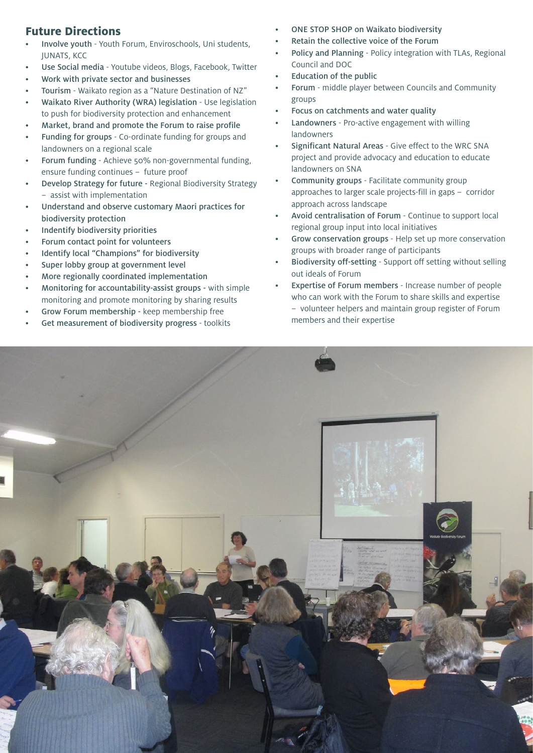## Future Directions

- Involve youth - Youth Forum, Enviroschools, Uni students, JUNATS, KCC
- Use Social media - Youtube videos, Blogs, Facebook, Twitter
- Work with private sector and businesses
- Tourism - Waikato region as a "Nature Destination of NZ"
- Waikato River Authority (WRA) legislation - Use legislation to push for biodiversity protection and enhancement
- Market, brand and promote the Forum to raise profile
- Funding for groups - Co-ordinate funding for groups and landowners on a regional scale
- Forum funding - Achieve 50% non-governmental funding, ensure funding continues – future proof
- Develop Strategy for future - Regional Biodiversity Strategy – assist with implementation
- Understand and observe customary Maori practices for biodiversity protection
- Indentify biodiversity priorities
- Forum contact point for volunteers
- Identify local "Champions" for biodiversity
- Super lobby group at government level
- More regionally coordinated implementation
- Monitoring for accountability-assist groups - with simple monitoring and promote monitoring by sharing results
- Grow Forum membership - keep membership free
- Get measurement of biodiversity progress - toolkits
- ONE STOP SHOP on Waikato biodiversity
- Retain the collective voice of the Forum
- Policy and Planning - Policy integration with TLAs, Regional Council and DOC
- Education of the public
- Forum - middle player between Councils and Community groups
- Focus on catchments and water quality
- Landowners - Pro-active engagement with willing landowners
- Significant Natural Areas - Give effect to the WRC SNA project and provide advocacy and education to educate landowners on SNA
- Community groups - Facilitate community group approaches to larger scale projects-fill in gaps – corridor approach across landscape
- Avoid centralisation of Forum - Continue to support local regional group input into local initiatives
- Grow conservation groups - Help set up more conservation groups with broader range of participants
- Biodiversity off-setting - Support off setting without selling out ideals of Forum
- Expertise of Forum members - Increase number of people who can work with the Forum to share skills and expertise – volunteer helpers and maintain group register of Forum members and their expertise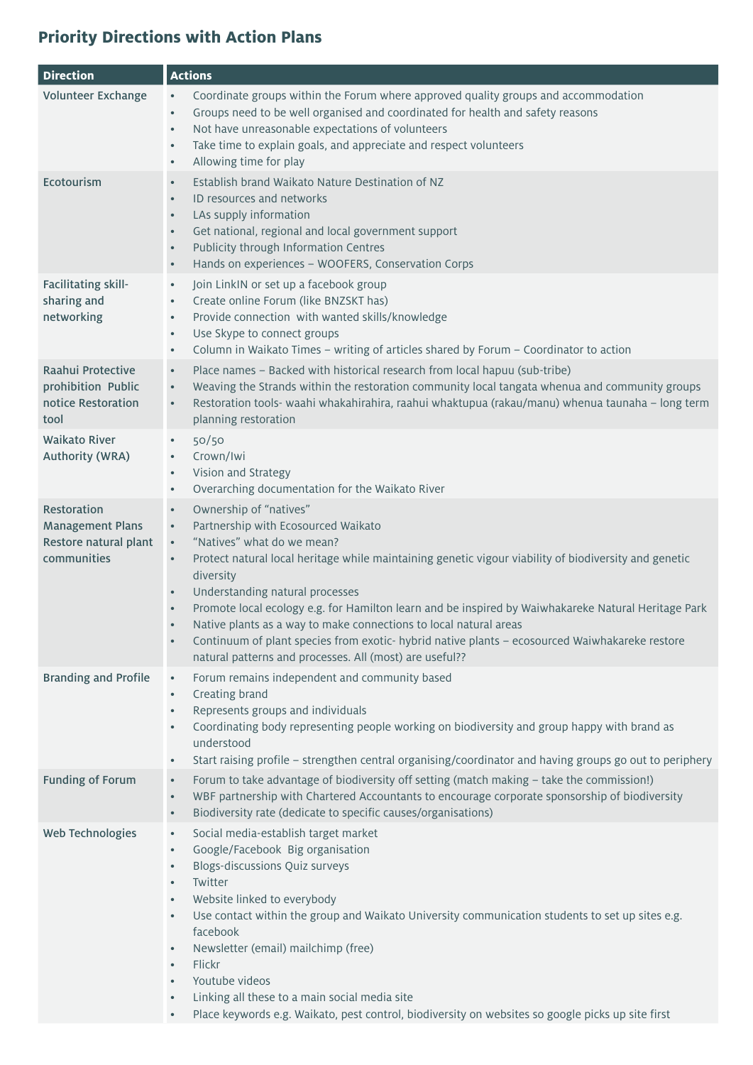## Priority Directions with Action Plans

| Direction | Actions |
| --- | --- |
| Volunteer Exchange | • Coordinate groups within the Forum where approved quality groups and accommodation<br>• Groups need to be well organised and coordinated for health and safety reasons<br>• Not have unreasonable expectations of volunteers<br>• Take time to explain goals, and appreciate and respect volunteers<br>• Allowing time for play |
| Ecotourism | • Establish brand Waikato Nature Destination of NZ<br>• ID resources and networks<br>• LAs supply information<br>• Get national, regional and local government support<br>• Publicity through Information Centres<br>• Hands on experiences – WOOFERS, Conservation Corps |
| Facilitating skill-sharing and networking | • Join LinkIN or set up a facebook group<br>• Create online Forum (like BNZSKT has)<br>• Provide connection with wanted skills/knowledge<br>• Use Skype to connect groups<br>• Column in Waikato Times – writing of articles shared by Forum – Coordinator to action |
| Raahui Protective prohibition Public notice Restoration tool | • Place names – Backed with historical research from local hapuu (sub-tribe)<br>• Weaving the Strands within the restoration community local tangata whenua and community groups<br>• Restoration tools- waahi whakahirahira, raahui whaktupua (rakau/manu) whenua taunaha – long term planning restoration |
| Waikato River Authority (WRA) | • 50/50<br>• Crown/Iwi<br>• Vision and Strategy<br>• Overarching documentation for the Waikato River |
| Restoration Management Plans Restore natural plant communities | • Ownership of "natives"<br>• Partnership with Ecosourced Waikato<br>• "Natives" what do we mean?<br>• Protect natural local heritage while maintaining genetic vigour viability of biodiversity and genetic diversity<br>• Understanding natural processes<br>• Promote local ecology e.g. for Hamilton learn and be inspired by Waiwhakareke Natural Heritage Park<br>• Native plants as a way to make connections to local natural areas<br>• Continuum of plant species from exotic- hybrid native plants – ecosourced Waiwhakareke restore natural patterns and processes. All (most) are useful?? |
| Branding and Profile | • Forum remains independent and community based<br>• Creating brand<br>• Represents groups and individuals<br>• Coordinating body representing people working on biodiversity and group happy with brand as understood<br>• Start raising profile – strengthen central organising/coordinator and having groups go out to periphery |
| Funding of Forum | • Forum to take advantage of biodiversity off setting (match making – take the commission!)<br>• WBF partnership with Chartered Accountants to encourage corporate sponsorship of biodiversity<br>• Biodiversity rate (dedicate to specific causes/organisations) |
| Web Technologies | • Social media-establish target market<br>• Google/Facebook Big organisation<br>• Blogs-discussions Quiz surveys<br>• Twitter<br>• Website linked to everybody<br>• Use contact within the group and Waikato University communication students to set up sites e.g. facebook<br>• Newsletter (email) mailchimp (free)<br>• Flickr<br>• Youtube videos<br>• Linking all these to a main social media site<br>• Place keywords e.g. Waikato, pest control, biodiversity on websites so google picks up site first |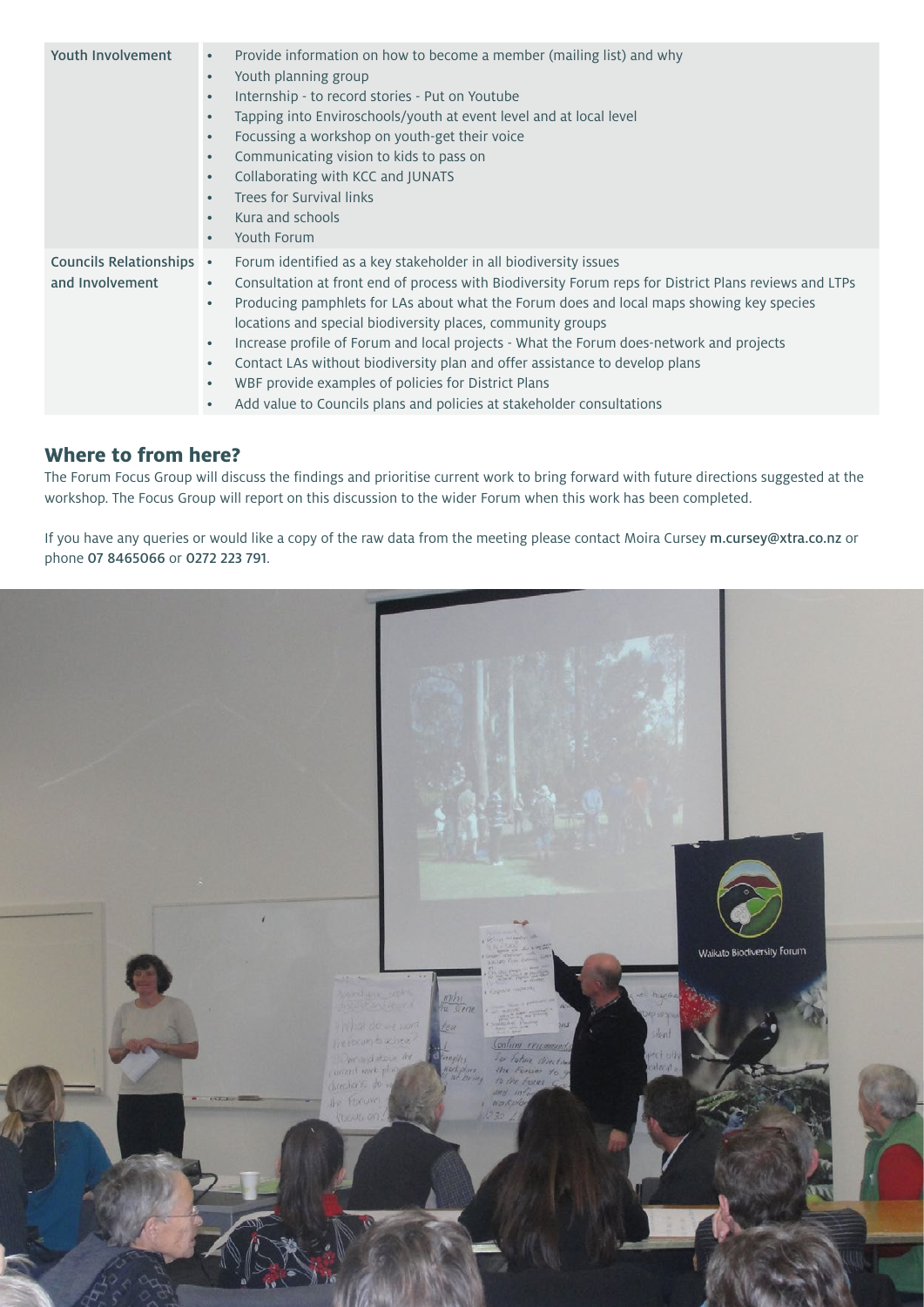| | |
|---|---|
| Youth Involvement | • Provide information on how to become a member (mailing list) and why<br>• Youth planning group<br>• Internship - to record stories - Put on Youtube<br>• Tapping into Enviroschools/youth at event level and at local level<br>• Focussing a workshop on youth-get their voice<br>• Communicating vision to kids to pass on<br>• Collaborating with KCC and JUNATS<br>• Trees for Survival links<br>• Kura and schools<br>• Youth Forum |
| Councils Relationships and Involvement | • Forum identified as a key stakeholder in all biodiversity issues<br>• Consultation at front end of process with Biodiversity Forum reps for District Plans reviews and LTPs<br>• Producing pamphlets for LAs about what the Forum does and local maps showing key species locations and special biodiversity places, community groups<br>• Increase profile of Forum and local projects - What the Forum does-network and projects<br>• Contact LAs without biodiversity plan and offer assistance to develop plans<br>• WBF provide examples of policies for District Plans<br>• Add value to Councils plans and policies at stakeholder consultations |

## Where to from here?

The Forum Focus Group will discuss the findings and prioritise current work to bring forward with future directions suggested at the workshop. The Focus Group will report on this discussion to the wider Forum when this work has been completed.

If you have any queries or would like a copy of the raw data from the meeting please contact Moira Cursey m.cursey@xtra.co.nz or phone 07 8465066 or 0272 223 791.